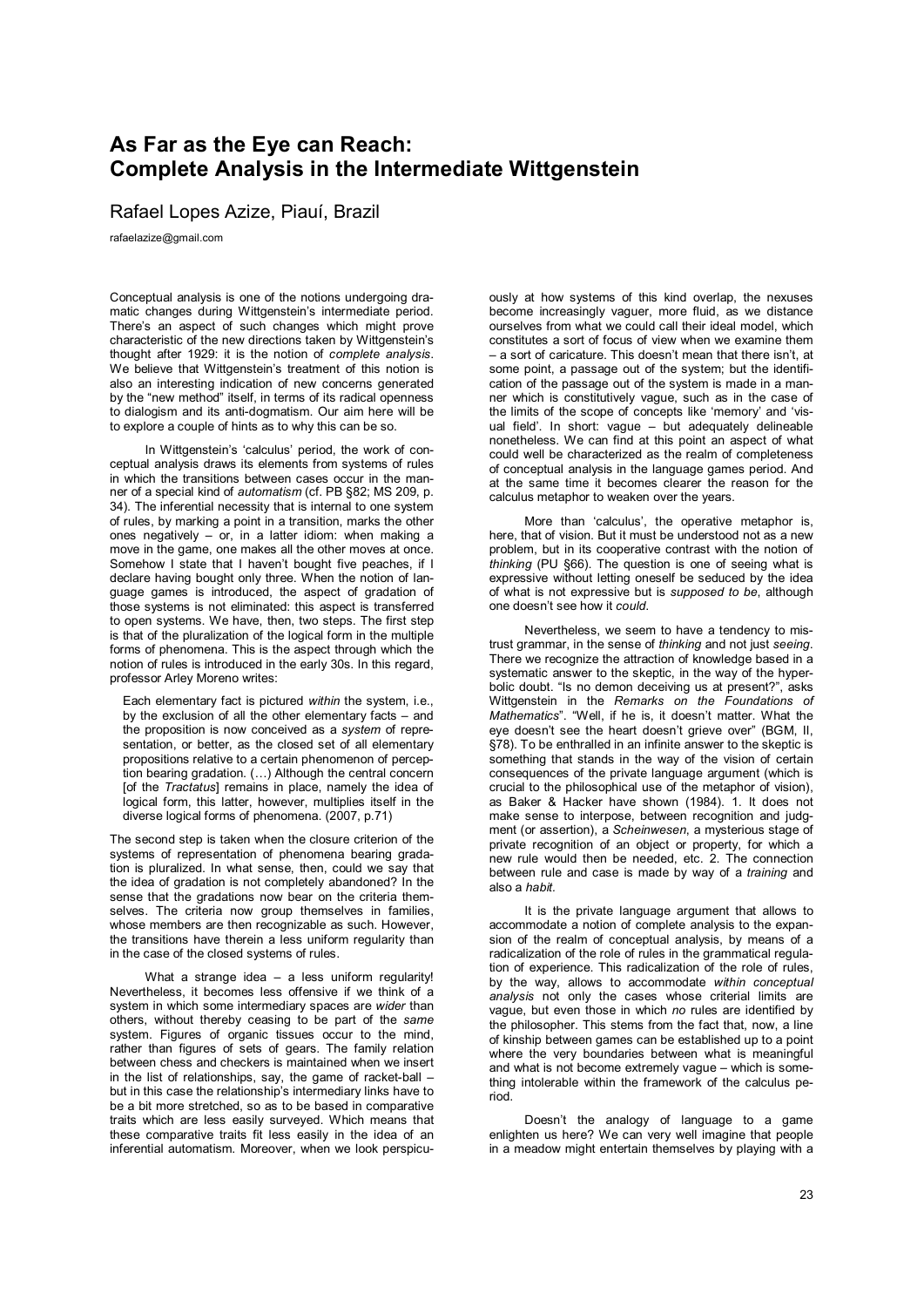# As Far as the Eye can Reach: Complete Analysis in the Intermediate Wittgenstein

Rafael Lopes Azize, Piauí, Brazil

rafaelazize@gmail.com

Conceptual analysis is one of the notions undergoing dramatic changes during Wittgenstein's intermediate period. There's an aspect of such changes which might prove characteristic of the new directions taken by Wittgenstein's thought after 1929: it is the notion of *complete analysis*. We believe that Wittgenstein's treatment of this notion is also an interesting indication of new concerns generated by the "new method" itself, in terms of its radical openness to dialogism and its anti-dogmatism. Our aim here will be to explore a couple of hints as to why this can be so.

In Wittgenstein's 'calculus' period, the work of conceptual analysis draws its elements from systems of rules in which the transitions between cases occur in the manner of a special kind of *automatism* (cf. PB §82; MS 209, p. 34). The inferential necessity that is internal to one system of rules, by marking a point in a transition, marks the other ones negatively – or, in a latter idiom: when making a move in the game, one makes all the other moves at once. Somehow I state that I haven't bought five peaches, if I declare having bought only three. When the notion of language games is introduced, the aspect of gradation of those systems is not eliminated: this aspect is transferred to open systems. We have, then, two steps. The first step is that of the pluralization of the logical form in the multiple forms of phenomena. This is the aspect through which the notion of rules is introduced in the early 30s. In this regard, professor Arley Moreno writes:

> Each elementary fact is pictured *within* the system, i.e., by the exclusion of all the other elementary facts – and the proposition is now conceived as a *system* of representation, or better, as the closed set of all elementary propositions relative to a certain phenomenon of perception bearing gradation. (…) Although the central concern [of the *Tractatus*] remains in place, namely the idea of logical form, this latter, however, multiplies itself in the diverse logical forms of phenomena. (2007, p.71)

The second step is taken when the closure criterion of the systems of representation of phenomena bearing gradation is pluralized. In what sense, then, could we say that the idea of gradation is not completely abandoned? In the sense that the gradations now bear on the criteria themselves. The criteria now group themselves in families, whose members are then recognizable as such. However, the transitions have therein a less uniform regularity than in the case of the closed systems of rules.

What a strange idea – a less uniform regularity! Nevertheless, it becomes less offensive if we think of a system in which some intermediary spaces are *wider* than others, without thereby ceasing to be part of the *same* system. Figures of organic tissues occur to the mind, rather than figures of sets of gears. The family relation between chess and checkers is maintained when we insert in the list of relationships, say, the game of racket-ball – but in this case the relationship's intermediary links have to be a bit more stretched, so as to be based in comparative traits which are less easily surveyed. Which means that these comparative traits fit less easily in the idea of an inferential automatism. Moreover, when we look perspicuously at how systems of this kind overlap, the nexuses become increasingly vaguer, more fluid, as we distance ourselves from what we could call their ideal model, which constitutes a sort of focus of view when we examine them – a sort of caricature. This doesn't mean that there isn't, at some point, a passage out of the system; but the identification of the passage out of the system is made in a manner which is constitutively vague, such as in the case of the limits of the scope of concepts like 'memory' and 'visual field'. In short: vague – but adequately delineable nonetheless. We can find at this point an aspect of what could well be characterized as the realm of completeness of conceptual analysis in the language games period. And at the same time it becomes clearer the reason for the calculus metaphor to weaken over the years.

More than 'calculus', the operative metaphor is, here, that of vision. But it must be understood not as a new problem, but in its cooperative contrast with the notion of *thinking* (PU §66). The question is one of seeing what is expressive without letting oneself be seduced by the idea of what is not expressive but is *supposed to be*, although one doesn't see how it *could*.

Nevertheless, we seem to have a tendency to mistrust grammar, in the sense of *thinking* and not just *seeing*. There we recognize the attraction of knowledge based in a systematic answer to the skeptic, in the way of the hyperbolic doubt. "Is no demon deceiving us at present?", asks Wittgenstein in the *Remarks on the Foundations of Mathematics*". "Well, if he is, it doesn't matter. What the eye doesn't see the heart doesn't grieve over" (BGM, II, §78). To be enthralled in an infinite answer to the skeptic is something that stands in the way of the vision of certain consequences of the private language argument (which is crucial to the philosophical use of the metaphor of vision), as Baker & Hacker have shown (1984). 1. It does not make sense to interpose, between recognition and judgment (or assertion), a *Scheinwesen*, a mysterious stage of private recognition of an object or property, for which a new rule would then be needed, etc. 2. The connection between rule and case is made by way of a *training* and also a *habit*.

It is the private language argument that allows to accommodate a notion of complete analysis to the expansion of the realm of conceptual analysis, by means of a radicalization of the role of rules in the grammatical regulation of experience. This radicalization of the role of rules, by the way, allows to accommodate *within conceptual analysis* not only the cases whose criterial limits are vague, but even those in which *no* rules are identified by the philosopher. This stems from the fact that, now, a line of kinship between games can be established up to a point where the very boundaries between what is meaningful and what is not become extremely vague – which is something intolerable within the framework of the calculus period.

Doesn't the analogy of language to a game enlighten us here? We can very well imagine that people in a meadow might entertain themselves by playing with a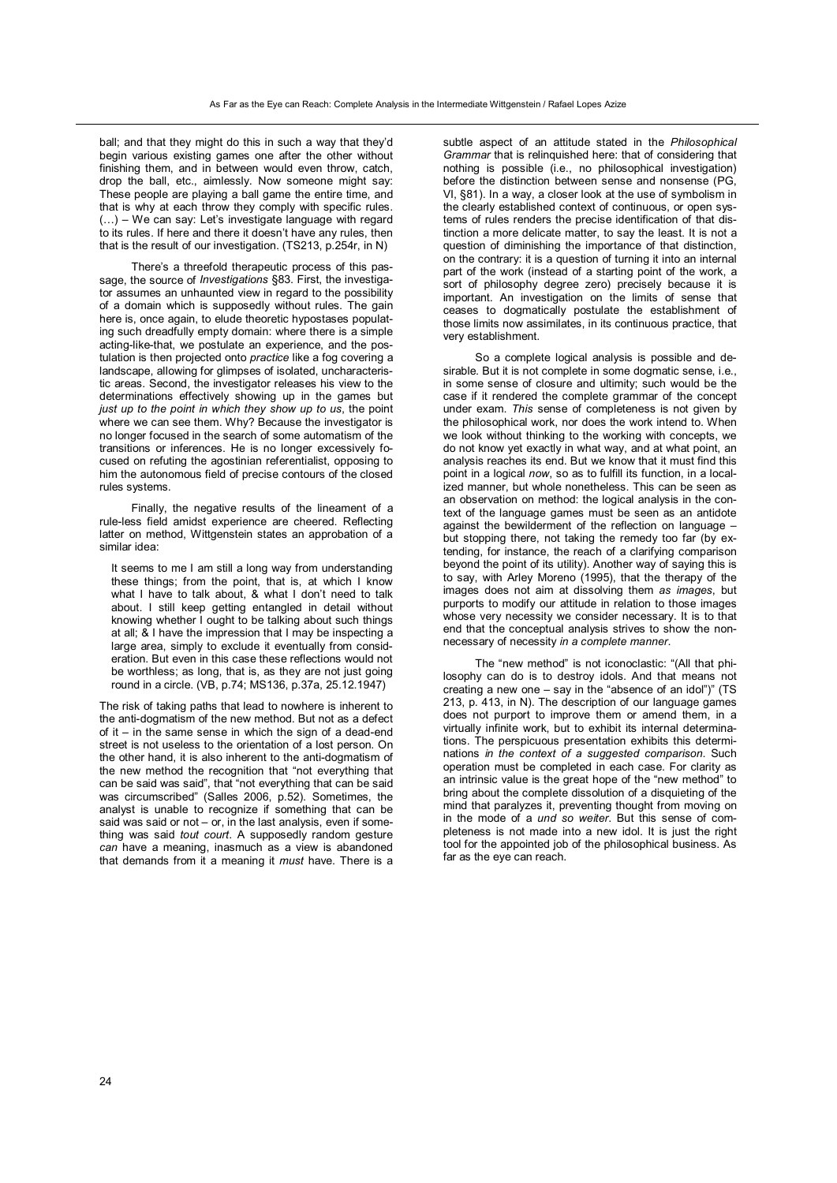ball; and that they might do this in such a way that they'd begin various existing games one after the other without finishing them, and in between would even throw, catch, drop the ball, etc., aimlessly. Now someone might say: These people are playing a ball game the entire time, and that is why at each throw they comply with specific rules. (…) – We can say: Let's investigate language with regard to its rules. If here and there it doesn't have any rules, then that is the result of our investigation. (TS213, p.254r, in N)

There's a threefold therapeutic process of this passage, the source of *Investigations* §83. First, the investigator assumes an unhaunted view in regard to the possibility of a domain which is supposedly without rules. The gain here is, once again, to elude theoretic hypostases populating such dreadfully empty domain: where there is a simple acting-like-that, we postulate an experience, and the postulation is then projected onto *practice* like a fog covering a landscape, allowing for glimpses of isolated, uncharacteristic areas. Second, the investigator releases his view to the determinations effectively showing up in the games but *just up to the point in which they show up to us*, the point where we can see them. Why? Because the investigator is no longer focused in the search of some automatism of the transitions or inferences. He is no longer excessively focused on refuting the agostinian referentialist, opposing to him the autonomous field of precise contours of the closed rules systems.

Finally, the negative results of the lineament of a rule-less field amidst experience are cheered. Reflecting latter on method, Wittgenstein states an approbation of a similar idea:

> It seems to me I am still a long way from understanding these things; from the point, that is, at which I know what I have to talk about, & what I don't need to talk about. I still keep getting entangled in detail without knowing whether I ought to be talking about such things at all; & I have the impression that I may be inspecting a large area, simply to exclude it eventually from consideration. But even in this case these reflections would not be worthless; as long, that is, as they are not just going round in a circle. (VB, p.74; MS136, p.37a, 25.12.1947)

The risk of taking paths that lead to nowhere is inherent to the anti-dogmatism of the new method. But not as a defect of it – in the same sense in which the sign of a dead-end street is not useless to the orientation of a lost person. On the other hand, it is also inherent to the anti-dogmatism of the new method the recognition that "not everything that can be said was said", that "not everything that can be said was circumscribed" (Salles 2006, p.52). Sometimes, the analyst is unable to recognize if something that can be said was said or not – or, in the last analysis, even if something was said *tout court*. A supposedly random gesture *can* have a meaning, inasmuch as a view is abandoned that demands from it a meaning it *must* have. There is a subtle aspect of an attitude stated in the *Philosophical Grammar* that is relinquished here: that of considering that nothing is possible (i.e., no philosophical investigation) before the distinction between sense and nonsense (PG, VI, §81). In a way, a closer look at the use of symbolism in the clearly established context of continuous, or open systems of rules renders the precise identification of that distinction a more delicate matter, to say the least. It is not a question of diminishing the importance of that distinction, on the contrary: it is a question of turning it into an internal part of the work (instead of a starting point of the work, a sort of philosophy degree zero) precisely because it is important. An investigation on the limits of sense that ceases to dogmatically postulate the establishment of those limits now assimilates, in its continuous practice, that very establishment.

So a complete logical analysis is possible and desirable. But it is not complete in some dogmatic sense, i.e., in some sense of closure and ultimity; such would be the case if it rendered the complete grammar of the concept under exam. *This* sense of completeness is not given by the philosophical work, nor does the work intend to. When we look without thinking to the working with concepts, we do not know yet exactly in what way, and at what point, an analysis reaches its end. But we know that it must find this point in a logical *now*, so as to fulfill its function, in a localized manner, but whole nonetheless. This can be seen as an observation on method: the logical analysis in the context of the language games must be seen as an antidote against the bewilderment of the reflection on language – but stopping there, not taking the remedy too far (by extending, for instance, the reach of a clarifying comparison beyond the point of its utility). Another way of saying this is to say, with Arley Moreno (1995), that the therapy of the images does not aim at dissolving them *as images*, but purports to modify our attitude in relation to those images whose very necessity we consider necessary. It is to that end that the conceptual analysis strives to show the non-necessary of necessity *in a complete manner*.

The "new method" is not iconoclastic: "(All that philosophy can do is to destroy idols. And that means not creating a new one – say in the "absence of an idol")" (TS 213, p. 413, in N). The description of our language games does not purport to improve them or amend them, in a virtually infinite work, but to exhibit its internal determinations. The perspicuous presentation exhibits this determinations *in the context of a suggested comparison*. Such operation must be completed in each case. For clarity as an intrinsic value is the great hope of the "new method" to bring about the complete dissolution of a disquieting of the mind that paralyzes it, preventing thought from moving on in the mode of a *und so weiter*. But this sense of completeness is not made into a new idol. It is just the right tool for the appointed job of the philosophical business. As far as the eye can reach.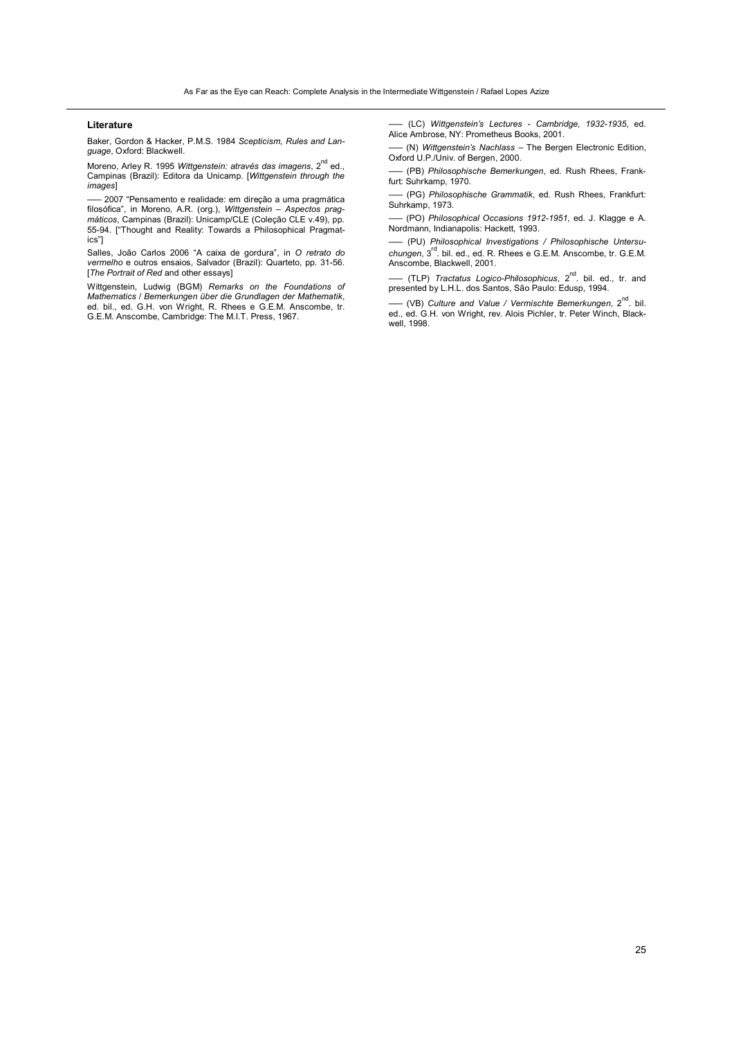### Literature

Baker, Gordon & Hacker, P.M.S. 1984 *Scepticism, Rules and Language*, Oxford: Blackwell.

Moreno, Arley R. 1995 *Wittgenstein: através das imagens*, 2nd ed., Campinas (Brazil): Editora da Unicamp. [*Wittgenstein through the images*]

––– 2007 "Pensamento e realidade: em direção a uma pragmática filosófica", in Moreno, A.R. (org.), *Wittgenstein – Aspectos pragmáticos*, Campinas (Brazil): Unicamp/CLE (Coleção CLE v.49), pp. 55-94. ["Thought and Reality: Towards a Philosophical Pragmatics"]

Salles, João Carlos 2006 "A caixa de gordura", in *O retrato do vermelho* e outros ensaios, Salvador (Brazil): Quarteto, pp. 31-56. [*The Portrait of Red* and other essays]

Wittgenstein, Ludwig (BGM) *Remarks on the Foundations of Mathematics* / *Bemerkungen über die Grundlagen der Mathematik*, ed. bil., ed. G.H. von Wright, R. Rhees e G.E.M. Anscombe, tr. G.E.M. Anscombe, Cambridge: The M.I.T. Press, 1967.

––– (LC) *Wittgenstein's Lectures - Cambridge, 1932-1935*, ed. Alice Ambrose, NY: Prometheus Books, 2001.

––– (N) *Wittgenstein's Nachlass* – The Bergen Electronic Edition, Oxford U.P./Univ. of Bergen, 2000.

––– (PB) *Philosophische Bemerkungen*, ed. Rush Rhees, Frankfurt: Suhrkamp, 1970.

––– (PG) *Philosophische Grammatik*, ed. Rush Rhees, Frankfurt: Suhrkamp, 1973.

––– (PO) *Philosophical Occasions 1912-1951*, ed. J. Klagge e A. Nordmann, Indianapolis: Hackett, 1993.

––– (PU) *Philosophical Investigations / Philosophische Untersuchungen*, 3rd. bil. ed., ed. R. Rhees e G.E.M. Anscombe, tr. G.E.M. Anscombe, Blackwell, 2001.

––– (TLP) *Tractatus Logico-Philosophicus*, 2nd. bil. ed., tr. and presented by L.H.L. dos Santos, São Paulo: Edusp, 1994.

––– (VB) *Culture and Value / Vermischte Bemerkungen*, 2nd. bil. ed., ed. G.H. von Wright, rev. Alois Pichler, tr. Peter Winch, Blackwell, 1998.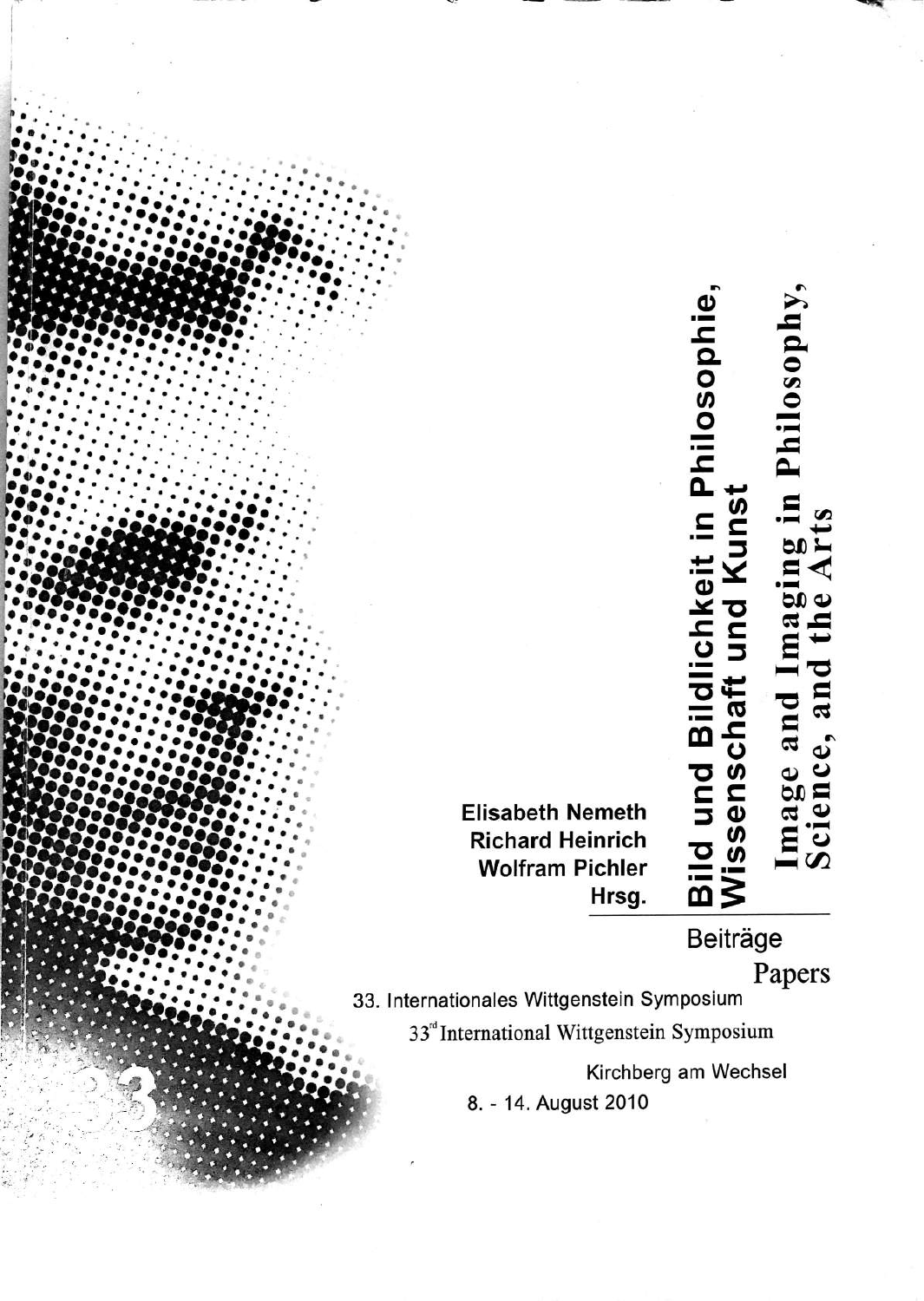# Bild und Bildlichkeit in Philosophie, Wissenschaft und Kunst

# Image and Imaging in Philosophy, Science, and the Arts

Elisabeth Nemeth
Richard Heinrich
Wolfram Pichler
Hrsg.

Beiträge

Papers

33. Internationales Wittgenstein Symposium

33[rd] International Wittgenstein Symposium

Kirchberg am Wechsel

8. - 14. August 2010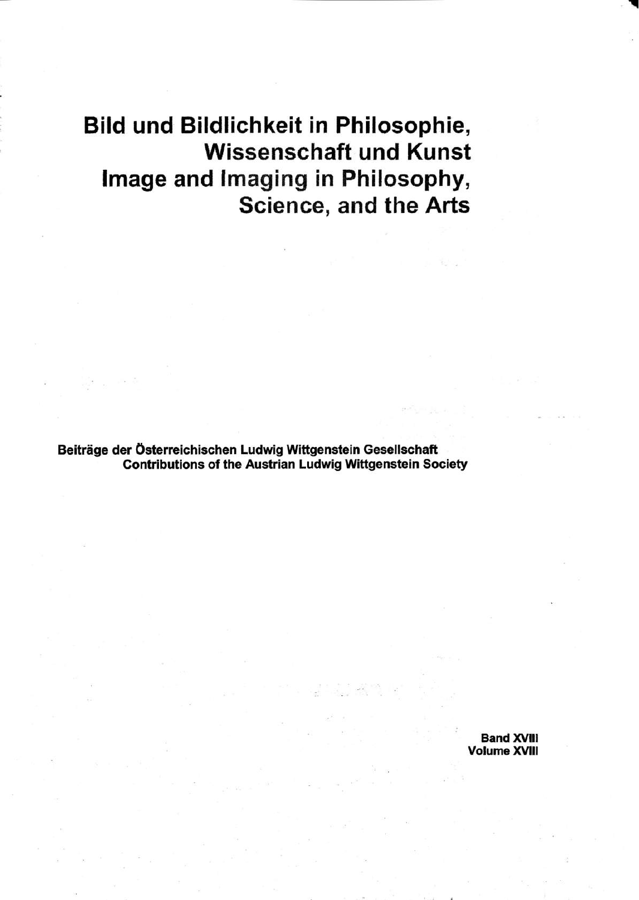# Bild und Bildlichkeit in Philosophie, Wissenschaft und Kunst
# Image and Imaging in Philosophy, Science, and the Arts

**Beiträge der Österreichischen Ludwig Wittgenstein Gesellschaft**
**Contributions of the Austrian Ludwig Wittgenstein Society**

**Band XVIII**
**Volume XVIII**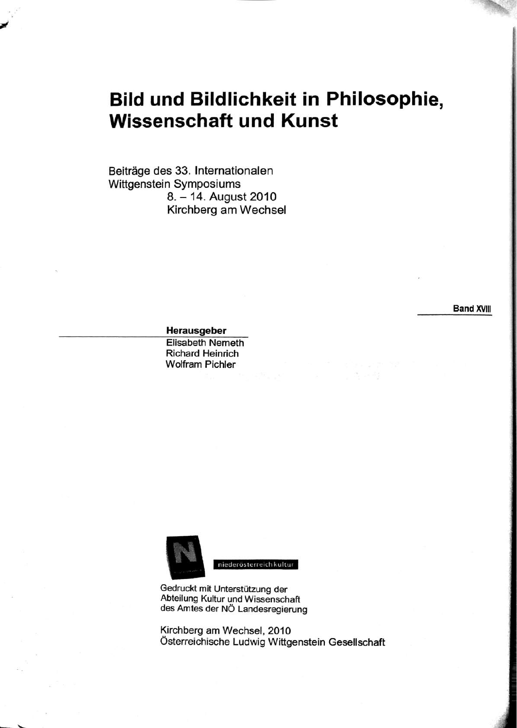# Bild und Bildlichkeit in Philosophie, Wissenschaft und Kunst

Beiträge des 33. Internationalen Wittgenstein Symposiums
8. – 14. August 2010
Kirchberg am Wechsel

**Band XVIII**

**Herausgeber**
Elisabeth Nemeth
Richard Heinrich
Wolfram Pichler

niederösterreichkultur

Gedruckt mit Unterstützung der
Abteilung Kultur und Wissenschaft
des Amtes der NÖ Landesregierung

Kirchberg am Wechsel, 2010
Österreichische Ludwig Wittgenstein Gesellschaft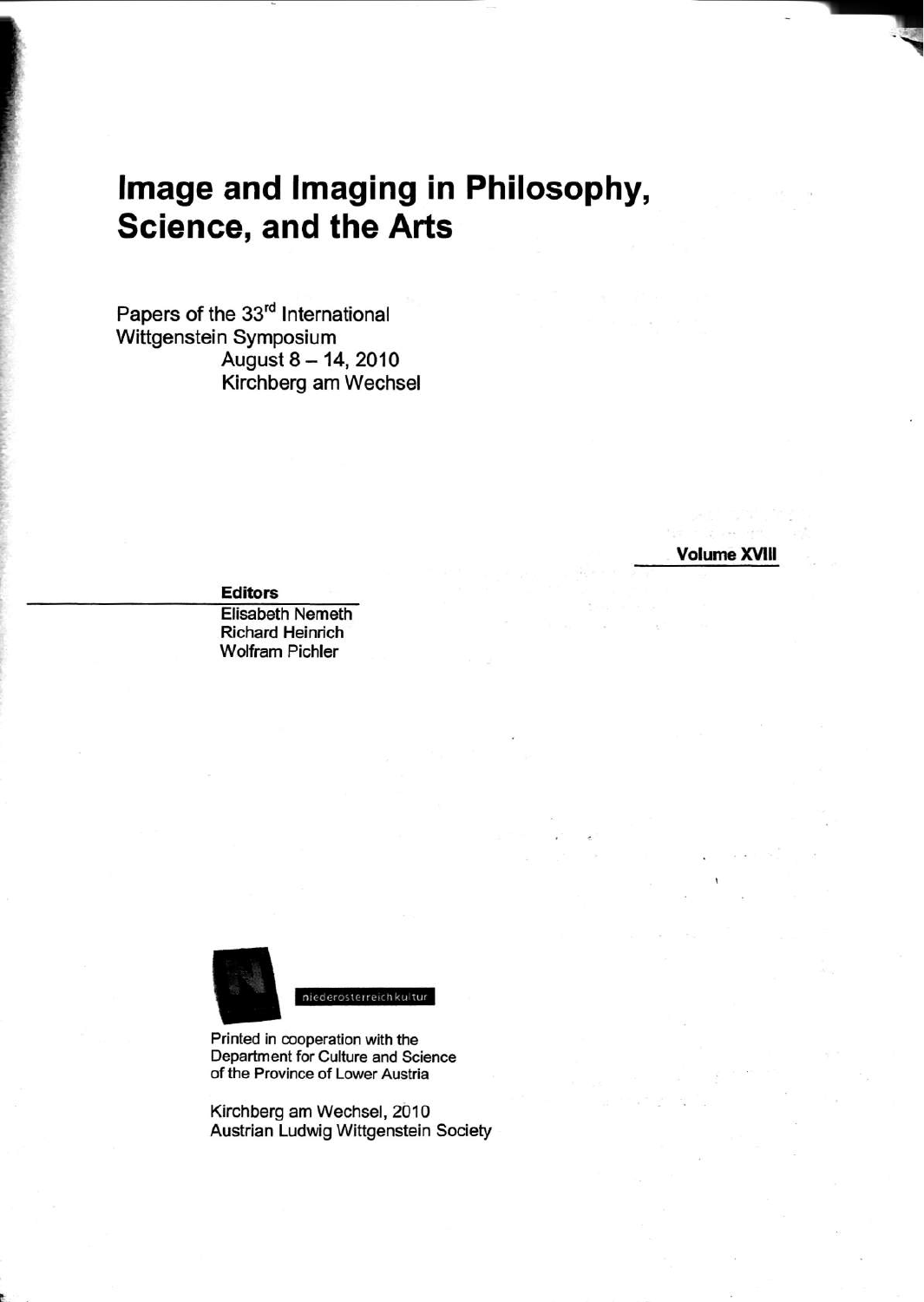# Image and Imaging in Philosophy, Science, and the Arts

Papers of the 33rd International Wittgenstein Symposium
August 8 – 14, 2010
Kirchberg am Wechsel

**Volume XVIII**

**Editors**
Elisabeth Nemeth
Richard Heinrich
Wolfram Pichler

niederosterreichkultur

Printed in cooperation with the Department for Culture and Science of the Province of Lower Austria

Kirchberg am Wechsel, 2010
Austrian Ludwig Wittgenstein Society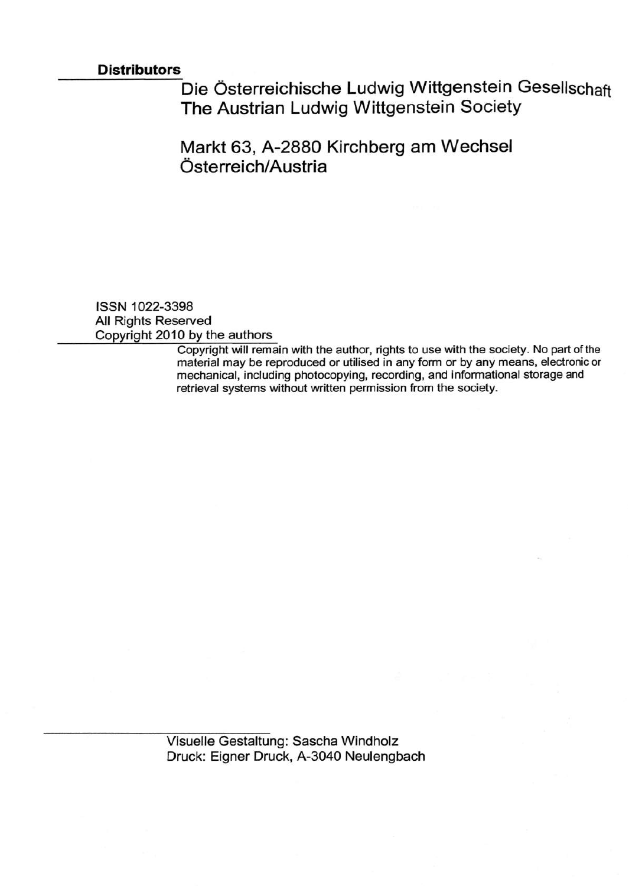**Distributors**

Die Österreichische Ludwig Wittgenstein Gesellschaft
The Austrian Ludwig Wittgenstein Society

Markt 63, A-2880 Kirchberg am Wechsel
Österreich/Austria

ISSN 1022-3398
All Rights Reserved
Copyright 2010 by the authors

Copyright will remain with the author, rights to use with the society. No part of the material may be reproduced or utilised in any form or by any means, electronic or mechanical, including photocopying, recording, and informational storage and retrieval systems without written permission from the society.

Visuelle Gestaltung: Sascha Windholz
Druck: Eigner Druck, A-3040 Neulengbach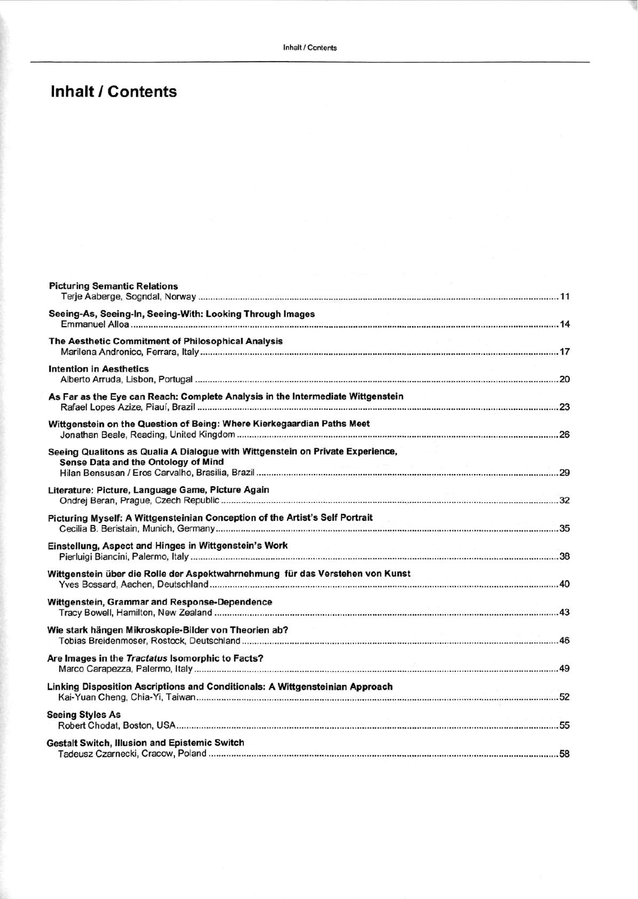# Inhalt / Contents

**Picturing Semantic Relations**
Terje Aaberge, Sogndal, Norway ........ 11

**Seeing-As, Seeing-In, Seeing-With: Looking Through Images**
Emmanuel Alloa ........ 14

**The Aesthetic Commitment of Philosophical Analysis**
Marilena Andronico, Ferrara, Italy ........ 17

**Intention in Aesthetics**
Alberto Arruda, Lisbon, Portugal ........ 20

**As Far as the Eye can Reach: Complete Analysis in the Intermediate Wittgenstein**
Rafael Lopes Azize, Piauí, Brazil ........ 23

**Wittgenstein on the Question of Being: Where Kierkegaardian Paths Meet**
Jonathan Beale, Reading, United Kingdom ........ 26

**Seeing Qualitons as Qualia A Dialogue with Wittgenstein on Private Experience, Sense Data and the Ontology of Mind**
Hilan Bensusan / Eros Carvalho, Brasilia, Brazil ........ 29

**Literature: Picture, Language Game, Picture Again**
Ondrej Beran, Prague, Czech Republic ........ 32

**Picturing Myself: A Wittgensteinian Conception of the Artist's Self Portrait**
Cecilia B. Beristain, Munich, Germany ........ 35

**Einstellung, Aspect and Hinges in Wittgenstein's Work**
Pierluigi Biancini, Palermo, Italy ........ 38

**Wittgenstein über die Rolle der Aspektwahrnehmung für das Verstehen von Kunst**
Yves Bossard, Aachen, Deutschland ........ 40

**Wittgenstein, Grammar and Response-Dependence**
Tracy Bowell, Hamilton, New Zealand ........ 43

**Wie stark hängen Mikroskopie-Bilder von Theorien ab?**
Tobias Breidenmoser, Rostock, Deutschland ........ 46

**Are Images in the *Tractatus* Isomorphic to Facts?**
Marco Carapezza, Palermo, Italy ........ 49

**Linking Disposition Ascriptions and Conditionals: A Wittgensteinian Approach**
Kai-Yuan Cheng, Chia-Yi, Taiwan ........ 52

**Seeing Styles As**
Robert Chodat, Boston, USA ........ 55

**Gestalt Switch, Illusion and Epistemic Switch**
Tadeusz Czarnecki, Cracow, Poland ........ 58